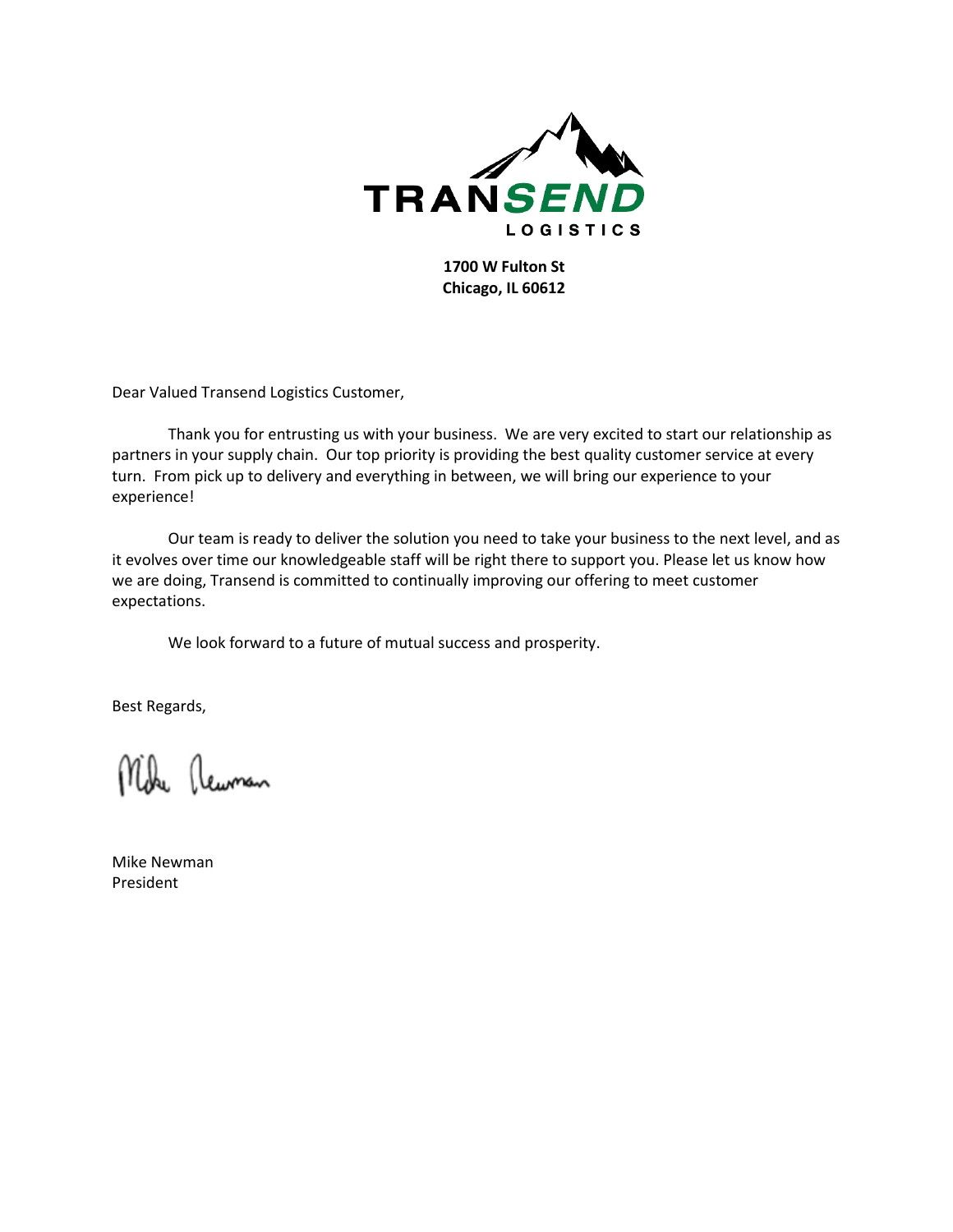**TRANSEND LOGISTICS**

**1700 W Fulton St**
**Chicago, IL 60612**

Dear Valued Transend Logistics Customer,

Thank you for entrusting us with your business. We are very excited to start our relationship as partners in your supply chain. Our top priority is providing the best quality customer service at every turn. From pick up to delivery and everything in between, we will bring our experience to your experience!

Our team is ready to deliver the solution you need to take your business to the next level, and as it evolves over time our knowledgeable staff will be right there to support you. Please let us know how we are doing, Transend is committed to continually improving our offering to meet customer expectations.

We look forward to a future of mutual success and prosperity.

Best Regards,

Mike Newman
President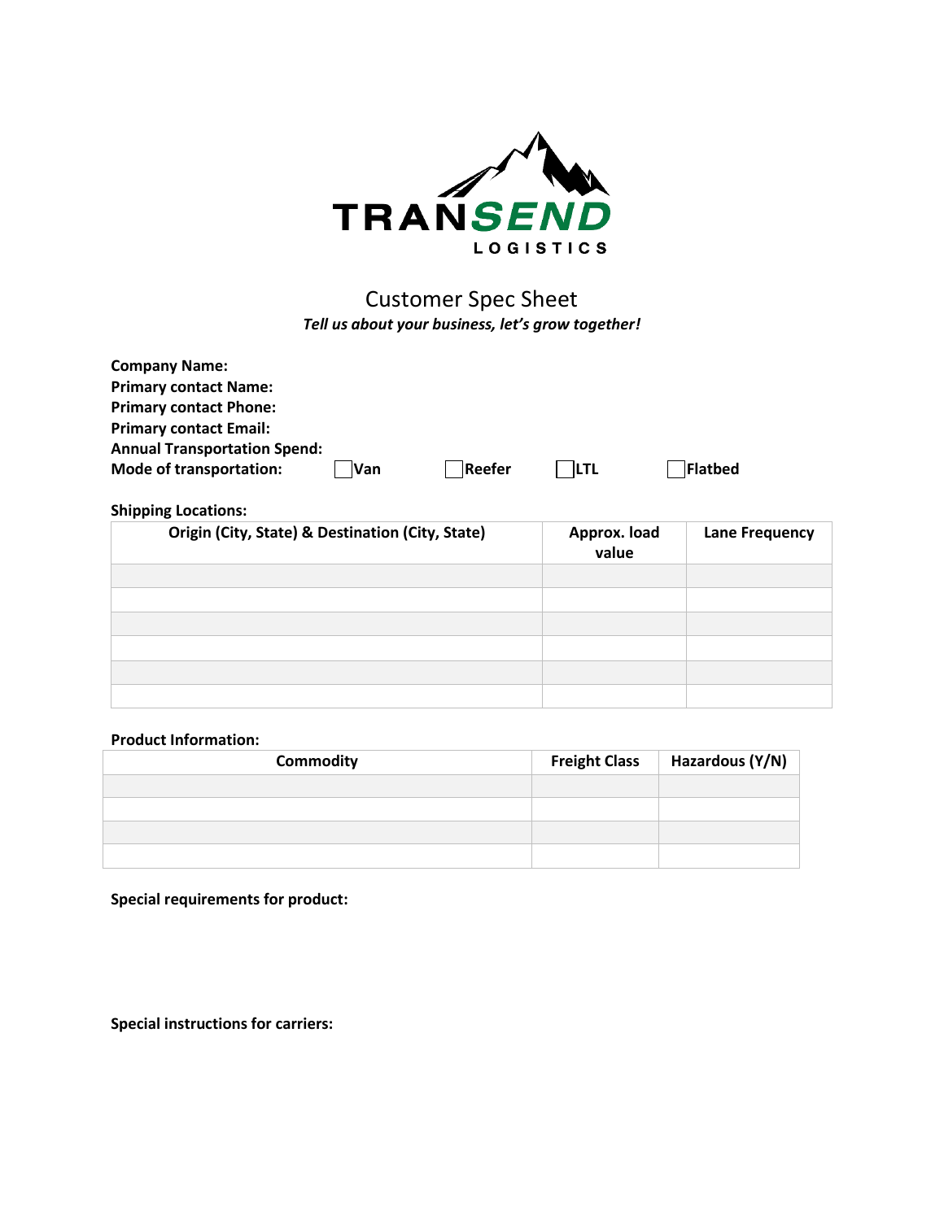TRANSEND LOGISTICS

# Customer Spec Sheet

***Tell us about your business, let's grow together!***

**Company Name:**
**Primary contact Name:**
**Primary contact Phone:**
**Primary contact Email:**
**Annual Transportation Spend:**
**Mode of transportation:** ☐ **Van** ☐ **Reefer** ☐ **LTL** ☐ **Flatbed**

**Shipping Locations:**

| Origin (City, State) & Destination (City, State) | Approx. load value | Lane Frequency |
| --- | --- | --- |
| | | |
| | | |
| | | |
| | | |
| | | |
| | | |

**Product Information:**

| Commodity | Freight Class | Hazardous (Y/N) |
| --- | --- | --- |
| | | |
| | | |
| | | |
| | | |

**Special requirements for product:**

**Special instructions for carriers:**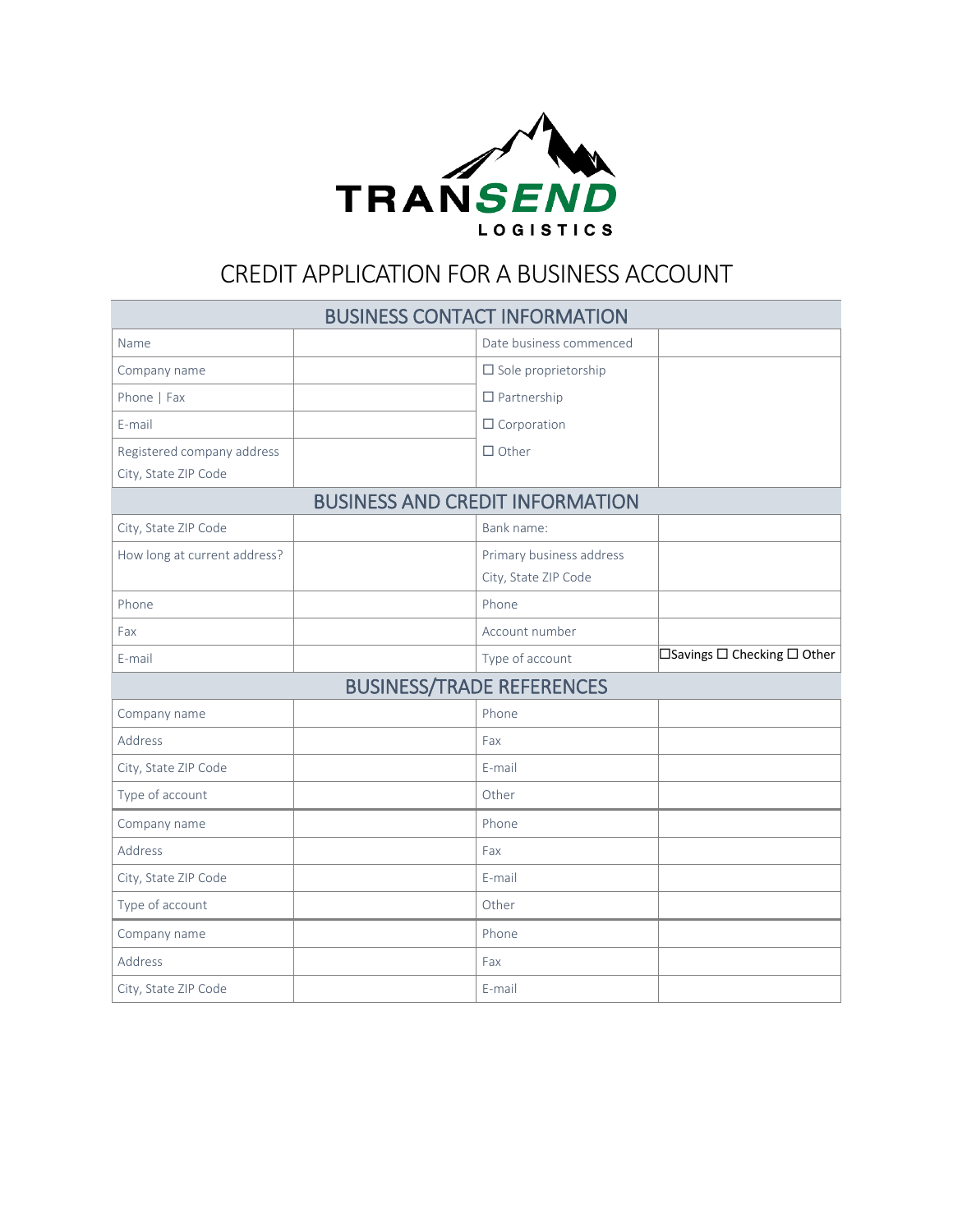TRANSEND LOGISTICS

# CREDIT APPLICATION FOR A BUSINESS ACCOUNT

| BUSINESS CONTACT INFORMATION | | | |
|---|---|---|---|
| Name | | Date business commenced | |
| Company name | | ☐ Sole proprietorship | |
| Phone \| Fax | | ☐ Partnership | |
| E-mail | | ☐ Corporation | |
| Registered company address<br>City, State ZIP Code | | ☐ Other | |
| **BUSINESS AND CREDIT INFORMATION** | | | |
| City, State ZIP Code | | Bank name: | |
| How long at current address? | | Primary business address<br>City, State ZIP Code | |
| Phone | | Phone | |
| Fax | | Account number | |
| E-mail | | Type of account | ☐Savings ☐ Checking ☐ Other |
| **BUSINESS/TRADE REFERENCES** | | | |
| Company name | | Phone | |
| Address | | Fax | |
| City, State ZIP Code | | E-mail | |
| Type of account | | Other | |
| Company name | | Phone | |
| Address | | Fax | |
| City, State ZIP Code | | E-mail | |
| Type of account | | Other | |
| Company name | | Phone | |
| Address | | Fax | |
| City, State ZIP Code | | E-mail | |